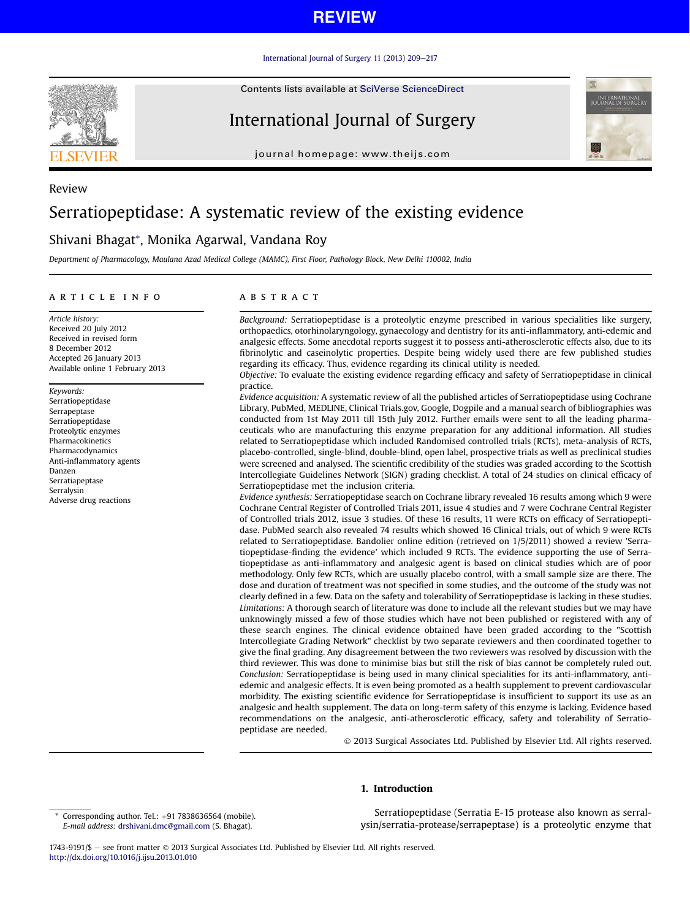Review

# Serratiopeptidase: A systematic review of the existing evidence

Shivani Bhagat*, Monika Agarwal, Vandana Roy

Department of Pharmacology, Maulana Azad Medical College (MAMC), First Floor, Pathology Block, New Delhi 110002, India

## ARTICLE INFO

*Article history:*
Received 20 July 2012
Received in revised form
8 December 2012
Accepted 26 January 2013
Available online 1 February 2013

*Keywords:*
Serratiopeptidase
Serrapeptase
Serratiopeptidase
Proteolytic enzymes
Pharmacokinetics
Pharmacodynamics
Anti-inflammatory agents
Danzen
Serratiapeptase
Serralysin
Adverse drug reactions

## ABSTRACT

*Background:* Serratiopeptidase is a proteolytic enzyme prescribed in various specialities like surgery, orthopaedics, otorhinolaryngology, gynaecology and dentistry for its anti-inflammatory, anti-edemic and analgesic effects. Some anecdotal reports suggest it to possess anti-atherosclerotic effects also, due to its fibrinolytic and caseinolytic properties. Despite being widely used there are few published studies regarding its efficacy. Thus, evidence regarding its clinical utility is needed.

*Objective:* To evaluate the existing evidence regarding efficacy and safety of Serratiopeptidase in clinical practice.

*Evidence acquisition:* A systematic review of all the published articles of Serratiopeptidase using Cochrane Library, PubMed, MEDLINE, Clinical Trials.gov, Google, Dogpile and a manual search of bibliographies was conducted from 1st May 2011 till 15th July 2012. Further emails were sent to all the leading pharmaceuticals who are manufacturing this enzyme preparation for any additional information. All studies related to Serratiopeptidase which included Randomised controlled trials (RCTs), meta-analysis of RCTs, placebo-controlled, single-blind, double-blind, open label, prospective trials as well as preclinical studies were screened and analysed. The scientific credibility of the studies was graded according to the Scottish Intercollegiate Guidelines Network (SIGN) grading checklist. A total of 24 studies on clinical efficacy of Serratiopeptidase met the inclusion criteria.

*Evidence synthesis:* Serratiopeptidase search on Cochrane library revealed 16 results among which 9 were Cochrane Central Register of Controlled Trials 2011, issue 4 studies and 7 were Cochrane Central Register of Controlled trials 2012, issue 3 studies. Of these 16 results, 11 were RCTs on efficacy of Serratiopeptidase. PubMed search also revealed 74 results which showed 16 Clinical trials, out of which 9 were RCTs related to Serratiopeptidase. Bandolier online edition (retrieved on 1/5/2011) showed a review 'Serratiopeptidase-finding the evidence' which included 9 RCTs. The evidence supporting the use of Serratiopeptidase as anti-inflammatory and analgesic agent is based on clinical studies which are of poor methodology. Only few RCTs, which are usually placebo control, with a small sample size are there. The dose and duration of treatment was not specified in some studies, and the outcome of the study was not clearly defined in a few. Data on the safety and tolerability of Serratiopeptidase is lacking in these studies.

*Limitations:* A thorough search of literature was done to include all the relevant studies but we may have unknowingly missed a few of those studies which have not been published or registered with any of these search engines. The clinical evidence obtained have been graded according to the "Scottish Intercollegiate Grading Network" checklist by two separate reviewers and then coordinated together to give the final grading. Any disagreement between the two reviewers was resolved by discussion with the third reviewer. This was done to minimise bias but still the risk of bias cannot be completely ruled out.

*Conclusion:* Serratiopeptidase is being used in many clinical specialities for its anti-inflammatory, anti-edemic and analgesic effects. It is even being promoted as a health supplement to prevent cardiovascular morbidity. The existing scientific evidence for Serratiopeptidase is insufficient to support its use as an analgesic and health supplement. The data on long-term safety of this enzyme is lacking. Evidence based recommendations on the analgesic, anti-atherosclerotic efficacy, safety and tolerability of Serratiopeptidase are needed.

© 2013 Surgical Associates Ltd. Published by Elsevier Ltd. All rights reserved.

## 1. Introduction

Serratiopeptidase (Serratia E-15 protease also known as serralysin/serratia-protease/serrapeptase) is a proteolytic enzyme that

* Corresponding author. Tel.: +91 7838636564 (mobile).
*E-mail address:* drshivani.dmc@gmail.com (S. Bhagat).

1743-9191/$ – see front matter © 2013 Surgical Associates Ltd. Published by Elsevier Ltd. All rights reserved.
http://dx.doi.org/10.1016/j.ijsu.2013.01.010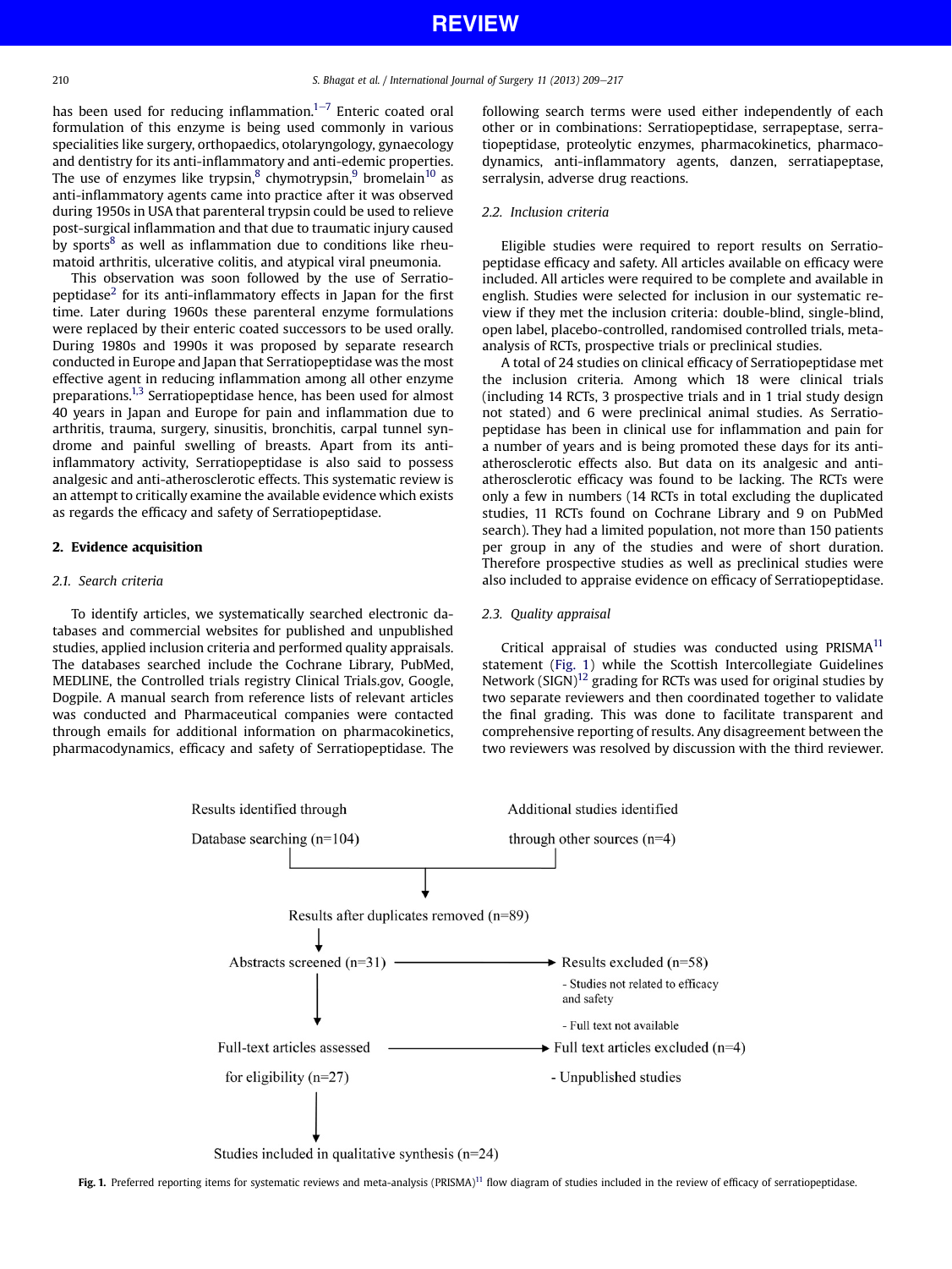has been used for reducing inflammation.[1–7] Enteric coated oral formulation of this enzyme is being used commonly in various specialities like surgery, orthopaedics, otolaryngology, gynaecology and dentistry for its anti-inflammatory and anti-edemic properties. The use of enzymes like trypsin,[8] chymotrypsin,[9] bromelain[10] as anti-inflammatory agents came into practice after it was observed during 1950s in USA that parenteral trypsin could be used to relieve post-surgical inflammation and that due to traumatic injury caused by sports[8] as well as inflammation due to conditions like rheumatoid arthritis, ulcerative colitis, and atypical viral pneumonia.

This observation was soon followed by the use of Serratiopeptidase[2] for its anti-inflammatory effects in Japan for the first time. Later during 1960s these parenteral enzyme formulations were replaced by their enteric coated successors to be used orally. During 1980s and 1990s it was proposed by separate research conducted in Europe and Japan that Serratiopeptidase was the most effective agent in reducing inflammation among all other enzyme preparations.[1,3] Serratiopeptidase hence, has been used for almost 40 years in Japan and Europe for pain and inflammation due to arthritis, trauma, surgery, sinusitis, bronchitis, carpal tunnel syndrome and painful swelling of breasts. Apart from its anti-inflammatory activity, Serratiopeptidase is also said to possess analgesic and anti-atherosclerotic effects. This systematic review is an attempt to critically examine the available evidence which exists as regards the efficacy and safety of Serratiopeptidase.

## 2. Evidence acquisition

### 2.1. Search criteria

To identify articles, we systematically searched electronic databases and commercial websites for published and unpublished studies, applied inclusion criteria and performed quality appraisals. The databases searched include the Cochrane Library, PubMed, MEDLINE, the Controlled trials registry Clinical Trials.gov, Google, Dogpile. A manual search from reference lists of relevant articles was conducted and Pharmaceutical companies were contacted through emails for additional information on pharmacokinetics, pharmacodynamics, efficacy and safety of Serratiopeptidase. The following search terms were used either independently of each other or in combinations: Serratiopeptidase, serrapeptase, serratiopeptidase, proteolytic enzymes, pharmacokinetics, pharmacodynamics, anti-inflammatory agents, danzen, serratiapeptase, serralysin, adverse drug reactions.

### 2.2. Inclusion criteria

Eligible studies were required to report results on Serratiopeptidase efficacy and safety. All articles available on efficacy were included. All articles were required to be complete and available in english. Studies were selected for inclusion in our systematic review if they met the inclusion criteria: double-blind, single-blind, open label, placebo-controlled, randomised controlled trials, meta-analysis of RCTs, prospective trials or preclinical studies.

A total of 24 studies on clinical efficacy of Serratiopeptidase met the inclusion criteria. Among which 18 were clinical trials (including 14 RCTs, 3 prospective trials and in 1 trial study design not stated) and 6 were preclinical animal studies. As Serratiopeptidase has been in clinical use for inflammation and pain for a number of years and is being promoted these days for its anti-atherosclerotic effects also. But data on its analgesic and anti-atherosclerotic efficacy was found to be lacking. The RCTs were only a few in numbers (14 RCTs in total excluding the duplicated studies, 11 RCTs found on Cochrane Library and 9 on PubMed search). They had a limited population, not more than 150 patients per group in any of the studies and were of short duration. Therefore prospective studies as well as preclinical studies were also included to appraise evidence on efficacy of Serratiopeptidase.

### 2.3. Quality appraisal

Critical appraisal of studies was conducted using PRISMA[11] statement (Fig. 1) while the Scottish Intercollegiate Guidelines Network (SIGN)[12] grading for RCTs was used for original studies by two separate reviewers and then coordinated together to validate the final grading. This was done to facilitate transparent and comprehensive reporting of results. Any disagreement between the two reviewers was resolved by discussion with the third reviewer.

Results identified through Database searching (n=104)

Additional studies identified through other sources (n=4)

Results after duplicates removed (n=89)

Abstracts screened (n=31) → Results excluded (n=58)
- Studies not related to efficacy and safety
- Full text not available

Full-text articles assessed for eligibility (n=27) → Full text articles excluded (n=4)
- Unpublished studies

Studies included in qualitative synthesis (n=24)

**Fig. 1.** Preferred reporting items for systematic reviews and meta-analysis (PRISMA)[11] flow diagram of studies included in the review of efficacy of serratiopeptidase.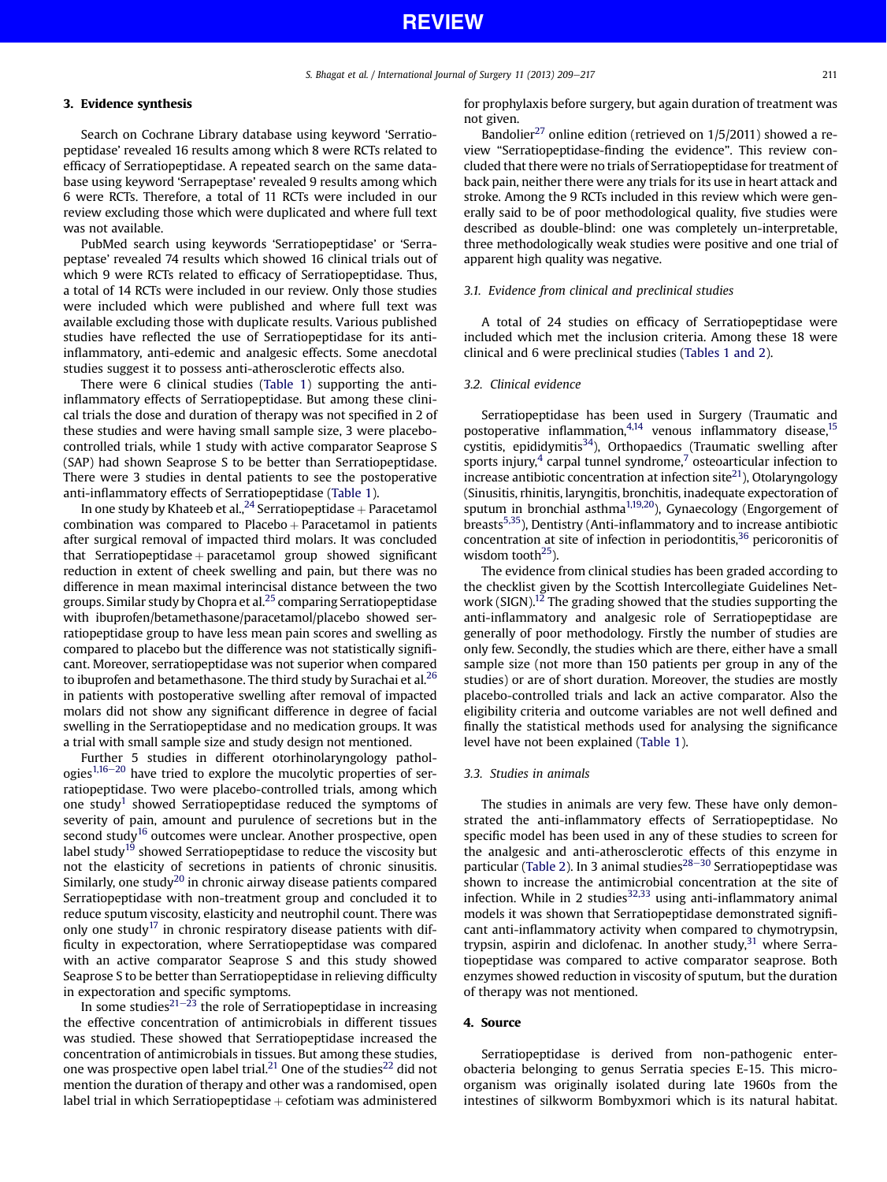## 3. Evidence synthesis

Search on Cochrane Library database using keyword 'Serratiopeptidase' revealed 16 results among which 8 were RCTs related to efficacy of Serratiopeptidase. A repeated search on the same database using keyword 'Serrapeptase' revealed 9 results among which 6 were RCTs. Therefore, a total of 11 RCTs were included in our review excluding those which were duplicated and where full text was not available.

PubMed search using keywords 'Serratiopeptidase' or 'Serrapeptase' revealed 74 results which showed 16 clinical trials out of which 9 were RCTs related to efficacy of Serratiopeptidase. Thus, a total of 14 RCTs were included in our review. Only those studies were included which were published and where full text was available excluding those with duplicate results. Various published studies have reflected the use of Serratiopeptidase for its anti-inflammatory, anti-edemic and analgesic effects. Some anecdotal studies suggest it to possess anti-atherosclerotic effects also.

There were 6 clinical studies (Table 1) supporting the anti-inflammatory effects of Serratiopeptidase. But among these clinical trials the dose and duration of therapy was not specified in 2 of these studies and were having small sample size, 3 were placebo-controlled trials, while 1 study with active comparator Seaprose S (SAP) had shown Seaprose S to be better than Serratiopeptidase. There were 3 studies in dental patients to see the postoperative anti-inflammatory effects of Serratiopeptidase (Table 1).

In one study by Khateeb et al.,[24] Serratiopeptidase + Paracetamol combination was compared to Placebo + Paracetamol in patients after surgical removal of impacted third molars. It was concluded that Serratiopeptidase + paracetamol group showed significant reduction in extent of cheek swelling and pain, but there was no difference in mean maximal interincisal distance between the two groups. Similar study by Chopra et al.[25] comparing Serratiopeptidase with ibuprofen/betamethasone/paracetamol/placebo showed serratiopeptidase group to have less mean pain scores and swelling as compared to placebo but the difference was not statistically significant. Moreover, serratiopeptidase was not superior when compared to ibuprofen and betamethasone. The third study by Surachai et al.[26] in patients with postoperative swelling after removal of impacted molars did not show any significant difference in degree of facial swelling in the Serratiopeptidase and no medication groups. It was a trial with small sample size and study design not mentioned.

Further 5 studies in different otorhinolaryngology pathologies[1,16–20] have tried to explore the mucolytic properties of serratiopeptidase. Two were placebo-controlled trials, among which one study[1] showed Serratiopeptidase reduced the symptoms of severity of pain, amount and purulence of secretions but in the second study[16] outcomes were unclear. Another prospective, open label study[19] showed Serratiopeptidase to reduce the viscosity but not the elasticity of secretions in patients of chronic sinusitis. Similarly, one study[20] in chronic airway disease patients compared Serratiopeptidase with non-treatment group and concluded it to reduce sputum viscosity, elasticity and neutrophil count. There was only one study[17] in chronic respiratory disease patients with difficulty in expectoration, where Serratiopeptidase was compared with an active comparator Seaprose S and this study showed Seaprose S to be better than Serratiopeptidase in relieving difficulty in expectoration and specific symptoms.

In some studies[21–23] the role of Serratiopeptidase in increasing the effective concentration of antimicrobials in different tissues was studied. These showed that Serratiopeptidase increased the concentration of antimicrobials in tissues. But among these studies, one was prospective open label trial.[21] One of the studies[22] did not mention the duration of therapy and other was a randomised, open label trial in which Serratiopeptidase + cefotiam was administered for prophylaxis before surgery, but again duration of treatment was not given.

Bandolier[27] online edition (retrieved on 1/5/2011) showed a review "Serratiopeptidase-finding the evidence". This review concluded that there were no trials of Serratiopeptidase for treatment of back pain, neither there were any trials for its use in heart attack and stroke. Among the 9 RCTs included in this review which were generally said to be of poor methodological quality, five studies were described as double-blind: one was completely un-interpretable, three methodologically weak studies were positive and one trial of apparent high quality was negative.

### 3.1. Evidence from clinical and preclinical studies

A total of 24 studies on efficacy of Serratiopeptidase were included which met the inclusion criteria. Among these 18 were clinical and 6 were preclinical studies (Tables 1 and 2).

### 3.2. Clinical evidence

Serratiopeptidase has been used in Surgery (Traumatic and postoperative inflammation,[4,14] venous inflammatory disease,[15] cystitis, epididymitis[34]), Orthopaedics (Traumatic swelling after sports injury,[4] carpal tunnel syndrome,[7] osteoarticular infection to increase antibiotic concentration at infection site[21]), Otolaryngology (Sinusitis, rhinitis, laryngitis, bronchitis, inadequate expectoration of sputum in bronchial asthma[1,19,20]), Gynaecology (Engorgement of breasts[5,35]), Dentistry (Anti-inflammatory and to increase antibiotic concentration at site of infection in periodontitis,[36] pericoronitis of wisdom tooth[25]).

The evidence from clinical studies has been graded according to the checklist given by the Scottish Intercollegiate Guidelines Network (SIGN).[12] The grading showed that the studies supporting the anti-inflammatory and analgesic role of Serratiopeptidase are generally of poor methodology. Firstly the number of studies are only few. Secondly, the studies which are there, either have a small sample size (not more than 150 patients per group in any of the studies) or are of short duration. Moreover, the studies are mostly placebo-controlled trials and lack an active comparator. Also the eligibility criteria and outcome variables are not well defined and finally the statistical methods used for analysing the significance level have not been explained (Table 1).

### 3.3. Studies in animals

The studies in animals are very few. These have only demonstrated the anti-inflammatory effects of Serratiopeptidase. No specific model has been used in any of these studies to screen for the analgesic and anti-atherosclerotic effects of this enzyme in particular (Table 2). In 3 animal studies[28–30] Serratiopeptidase was shown to increase the antimicrobial concentration at the site of infection. While in 2 studies[32,33] using anti-inflammatory animal models it was shown that Serratiopeptidase demonstrated significant anti-inflammatory activity when compared to chymotrypsin, trypsin, aspirin and diclofenac. In another study,[31] where Serratiopeptidase was compared to active comparator seaprose. Both enzymes showed reduction in viscosity of sputum, but the duration of therapy was not mentioned.

## 4. Source

Serratiopeptidase is derived from non-pathogenic enterobacteria belonging to genus Serratia species E-15. This microorganism was originally isolated during late 1960s from the intestines of silkworm Bombyxmori which is its natural habitat.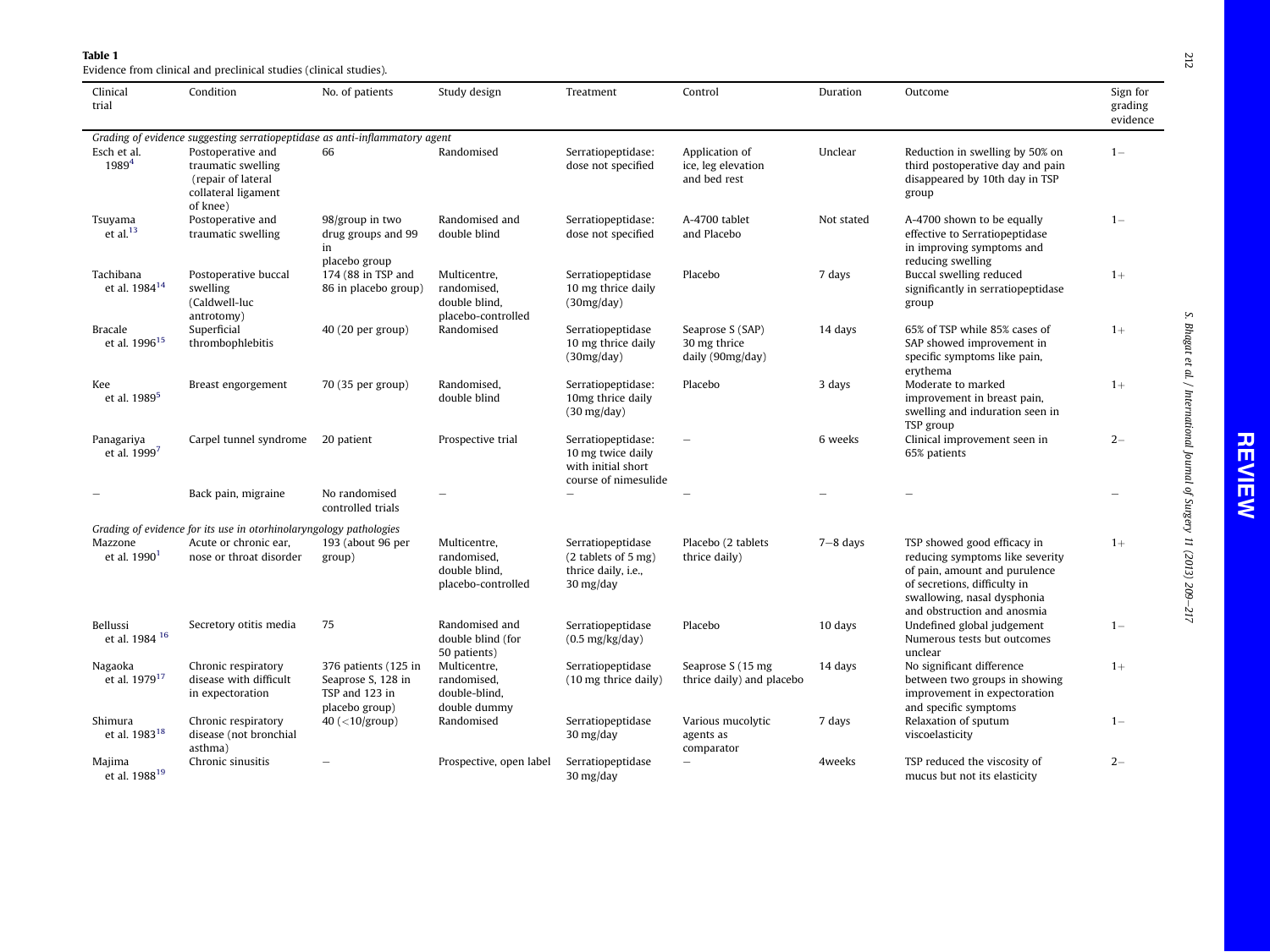**Table 1**
Evidence from clinical and preclinical studies (clinical studies).

| Clinical trial | Condition | No. of patients | Study design | Treatment | Control | Duration | Outcome | Sign for grading evidence |
|---|---|---|---|---|---|---|---|---|
| *Grading of evidence suggesting serratiopeptidase as anti-inflammatory agent* | | | | | | | | |
| Esch et al. 1989[4] | Postoperative and traumatic swelling (repair of lateral collateral ligament of knee) | 66 | Randomised | Serratiopeptidase: dose not specified | Application of ice, leg elevation and bed rest | Unclear | Reduction in swelling by 50% on third postoperative day and pain disappeared by 10th day in TSP group | 1− |
| Tsuyama et al.[13] | Postoperative and traumatic swelling | 98/group in two drug groups and 99 in placebo group | Randomised and double blind | Serratiopeptidase: dose not specified | A-4700 tablet and Placebo | Not stated | A-4700 shown to be equally effective to Serratiopeptidase in improving symptoms and reducing swelling | 1− |
| Tachibana et al. 1984[14] | Postoperative buccal swelling (Caldwell-luc antrotomy) | 174 (88 in TSP and 86 in placebo group) | Multicentre, randomised, double blind, placebo-controlled | Serratiopeptidase 10 mg thrice daily (30mg/day) | Placebo | 7 days | Buccal swelling reduced significantly in serratiopeptidase group | 1+ |
| Bracale et al. 1996[15] | Superficial thrombophlebitis | 40 (20 per group) | Randomised | Serratiopeptidase 10 mg thrice daily (30mg/day) | Seaprose S (SAP) 30 mg thrice daily (90mg/day) | 14 days | 65% of TSP while 85% cases of SAP showed improvement in specific symptoms like pain, erythema | 1+ |
| Kee et al. 1989[5] | Breast engorgement | 70 (35 per group) | Randomised, double blind | Serratiopeptidase: 10mg thrice daily (30 mg/day) | Placebo | 3 days | Moderate to marked improvement in breast pain, swelling and induration seen in TSP group | 1+ |
| Panagariya et al. 1999[7] | Carpel tunnel syndrome | 20 patient | Prospective trial | Serratiopeptidase: 10 mg twice daily with initial short course of nimesulide | – | 6 weeks | Clinical improvement seen in 65% patients | 2− |
| – | Back pain, migraine | No randomised controlled trials | – | – | – | – | – | – |
| *Grading of evidence for its use in otorhinolaryngology pathologies* | | | | | | | | |
| Mazzone et al. 1990[1] | Acute or chronic ear, nose or throat disorder | 193 (about 96 per group) | Multicentre, randomised, double blind, placebo-controlled | Serratiopeptidase (2 tablets of 5 mg) thrice daily, i.e., 30 mg/day | Placebo (2 tablets thrice daily) | 7–8 days | TSP showed good efficacy in reducing symptoms like severity of pain, amount and purulence of secretions, difficulty in swallowing, nasal dysphonia and obstruction and anosmia | 1+ |
| Bellussi et al. 1984[16] | Secretory otitis media | 75 | Randomised and double blind (for 50 patients) | Serratiopeptidase (0.5 mg/kg/day) | Placebo | 10 days | Undefined global judgement Numerous tests but outcomes unclear | 1− |
| Nagaoka et al. 1979[17] | Chronic respiratory disease with difficult in expectoration | 376 patients (125 in Seaprose S, 128 in TSP and 123 in placebo group) | Multicentre, randomised, double-blind, double dummy | Serratiopeptidase (10 mg thrice daily) | Seaprose S (15 mg thrice daily) and placebo | 14 days | No significant difference between two groups in showing improvement in expectoration and specific symptoms | 1+ |
| Shimura et al. 1983[18] | Chronic respiratory disease (not bronchial asthma) | 40 (<10/group) | Randomised | Serratiopeptidase 30 mg/day | Various mucolytic agents as comparator | 7 days | Relaxation of sputum viscoelasticity | 1− |
| Majima et al. 1988[19] | Chronic sinusitis | – | Prospective, open label | Serratiopeptidase 30 mg/day | – | 4weeks | TSP reduced the viscosity of mucus but not its elasticity | 2− |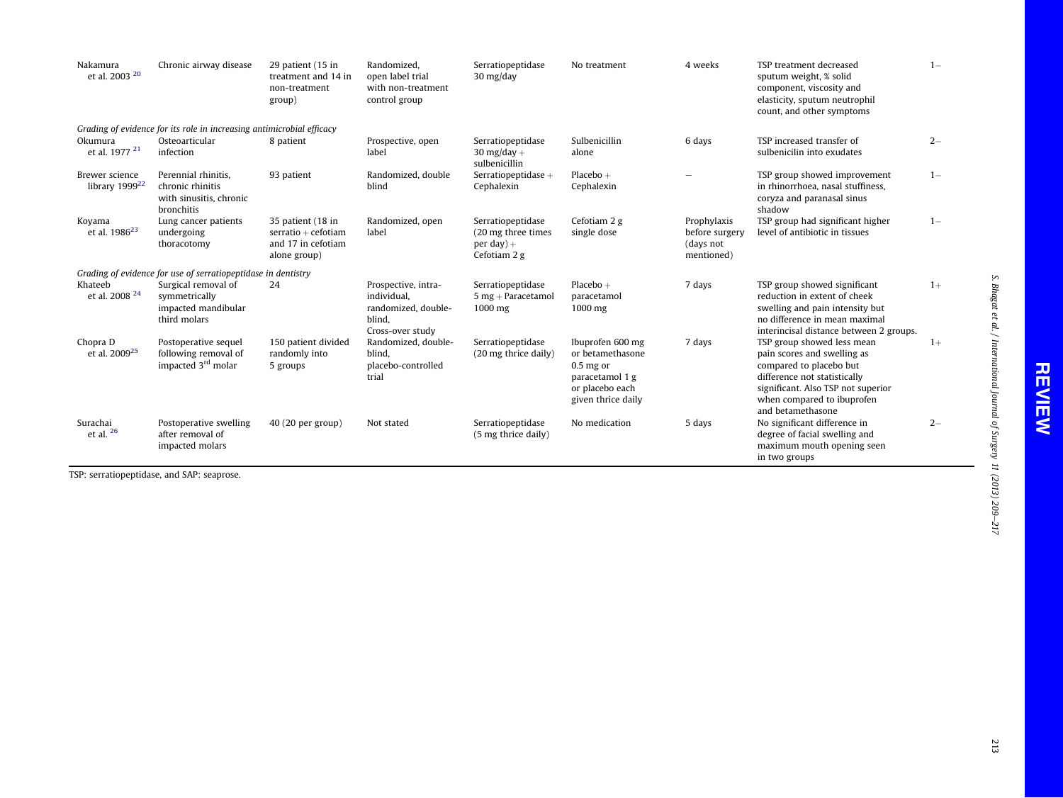| | | | | | | | | |
|---|---|---|---|---|---|---|---|---|
| Nakamura et al. 2003 [20] | Chronic airway disease | 29 patient (15 in treatment and 14 in non-treatment group) | Randomized, open label trial with non-treatment control group | Serratiopeptidase 30 mg/day | No treatment | 4 weeks | TSP treatment decreased sputum weight, % solid component, viscosity and elasticity, sputum neutrophil count, and other symptoms | 1− |
| *Grading of evidence for its role in increasing antimicrobial efficacy* | | | | | | | | |
| Okumura et al. 1977 [21] | Osteoarticular infection | 8 patient | Prospective, open label | Serratiopeptidase 30 mg/day + sulbenicillin | Sulbenicillin alone | 6 days | TSP increased transfer of sulbenicilin into exudates | 2− |
| Brewer science library 1999[22] | Perennial rhinitis, chronic rhinitis with sinusitis, chronic bronchitis | 93 patient | Randomized, double blind | Serratiopeptidase + Cephalexin | Placebo + Cephalexin | – | TSP group showed improvement in rhinorrhoea, nasal stuffiness, coryza and paranasal sinus shadow | 1− |
| Koyama et al. 1986[23] | Lung cancer patients undergoing thoracotomy | 35 patient (18 in serratio + cefotiam and 17 in cefotiam alone group) | Randomized, open label | Serratiopeptidase (20 mg three times per day) + Cefotiam 2 g | Cefotiam 2 g single dose | Prophylaxis before surgery (days not mentioned) | TSP group had significant higher level of antibiotic in tissues | 1− |
| *Grading of evidence for use of serratiopeptidase in dentistry* | | | | | | | | |
| Khateeb et al. 2008 [24] | Surgical removal of symmetrically impacted mandibular third molars | 24 | Prospective, intra-individual, randomized, double-blind, Cross-over study | Serratiopeptidase 5 mg + Paracetamol 1000 mg | Placebo + paracetamol 1000 mg | 7 days | TSP group showed significant reduction in extent of cheek swelling and pain intensity but no difference in mean maximal interincisal distance between 2 groups. | 1+ |
| Chopra D et al. 2009[25] | Postoperative sequel following removal of impacted 3rd molar | 150 patient divided randomly into 5 groups | Randomized, double-blind, placebo-controlled trial | Serratiopeptidase (20 mg thrice daily) | Ibuprofen 600 mg or betamethasone 0.5 mg or paracetamol 1 g or placebo each given thrice daily | 7 days | TSP group showed less mean pain scores and swelling as compared to placebo but difference not statistically significant. Also TSP not superior when compared to ibuprofen and betamethasone | 1+ |
| Surachai et al. [26] | Postoperative swelling after removal of impacted molars | 40 (20 per group) | Not stated | Serratiopeptidase (5 mg thrice daily) | No medication | 5 days | No significant difference in degree of facial swelling and maximum mouth opening seen in two groups | 2− |

TSP: serratiopeptidase, and SAP: seaprose.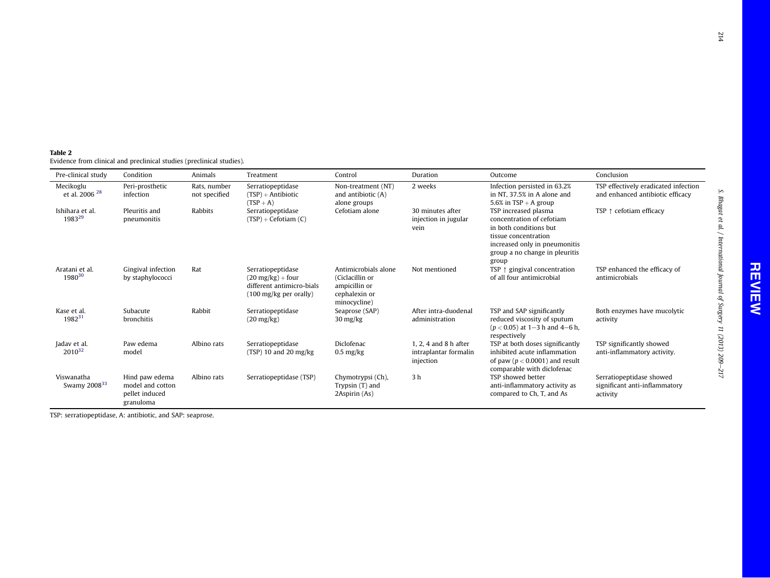**Table 2**
Evidence from clinical and preclinical studies (preclinical studies).

| Pre-clinical study | Condition | Animals | Treatment | Control | Duration | Outcome | Conclusion |
|---|---|---|---|---|---|---|---|
| Mecikoglu et al. 2006 [28] | Peri-prosthetic infection | Rats, number not specified | Serratiopeptidase (TSP) + Antibiotic (TSP + A) | Non-treatment (NT) and antibiotic (A) alone groups | 2 weeks | Infection persisted in 63.2% in NT, 37.5% in A alone and 5.6% in TSP + A group | TSP effectively eradicated infection and enhanced antibiotic efficacy |
| Ishihara et al. 1983[29] | Pleuritis and pneumonitis | Rabbits | Serratiopeptidase (TSP) + Cefotiam (C) | Cefotiam alone | 30 minutes after injection in jugular vein | TSP increased plasma concentration of cefotiam in both conditions but tissue concentration increased only in pneumonitis group a no change in pleuritis group | TSP ↑ cefotiam efficacy |
| Aratani et al. 1980[30] | Gingival infection by staphylococci | Rat | Serratiopeptidase (20 mg/kg) + four different antimicro-bials (100 mg/kg per orally) | Antimicrobials alone (Ciclacillin or ampicillin or cephalexin or minocycline) | Not mentioned | TSP ↑ gingival concentration of all four antimicrobial | TSP enhanced the efficacy of antimicrobials |
| Kase et al. 1982[31] | Subacute bronchitis | Rabbit | Serratiopeptidase (20 mg/kg) | Seaprose (SAP) 30 mg/kg | After intra-duodenal administration | TSP and SAP significantly reduced viscosity of sputum ($p < 0.05$) at 1−3 h and 4−6 h, respectively | Both enzymes have mucolytic activity |
| Jadav et al. 2010[32] | Paw edema model | Albino rats | Serratiopeptidase (TSP) 10 and 20 mg/kg | Diclofenac 0.5 mg/kg | 1, 2, 4 and 8 h after intraplantar formalin injection | TSP at both doses significantly inhibited acute inflammation of paw ($p < 0.0001$) and result comparable with diclofenac | TSP significantly showed anti-inflammatory activity. |
| Viswanatha Swamy 2008[33] | Hind paw edema model and cotton pellet induced granuloma | Albino rats | Serratiopeptidase (TSP) | Chymotrypsi (Ch), Trypsin (T) and 2Aspirin (As) | 3 h | TSP showed better anti-inflammatory activity as compared to Ch, T, and As | Serratiopeptidase showed significant anti-inflammatory activity |

TSP: serratiopeptidase, A: antibiotic, and SAP: seaprose.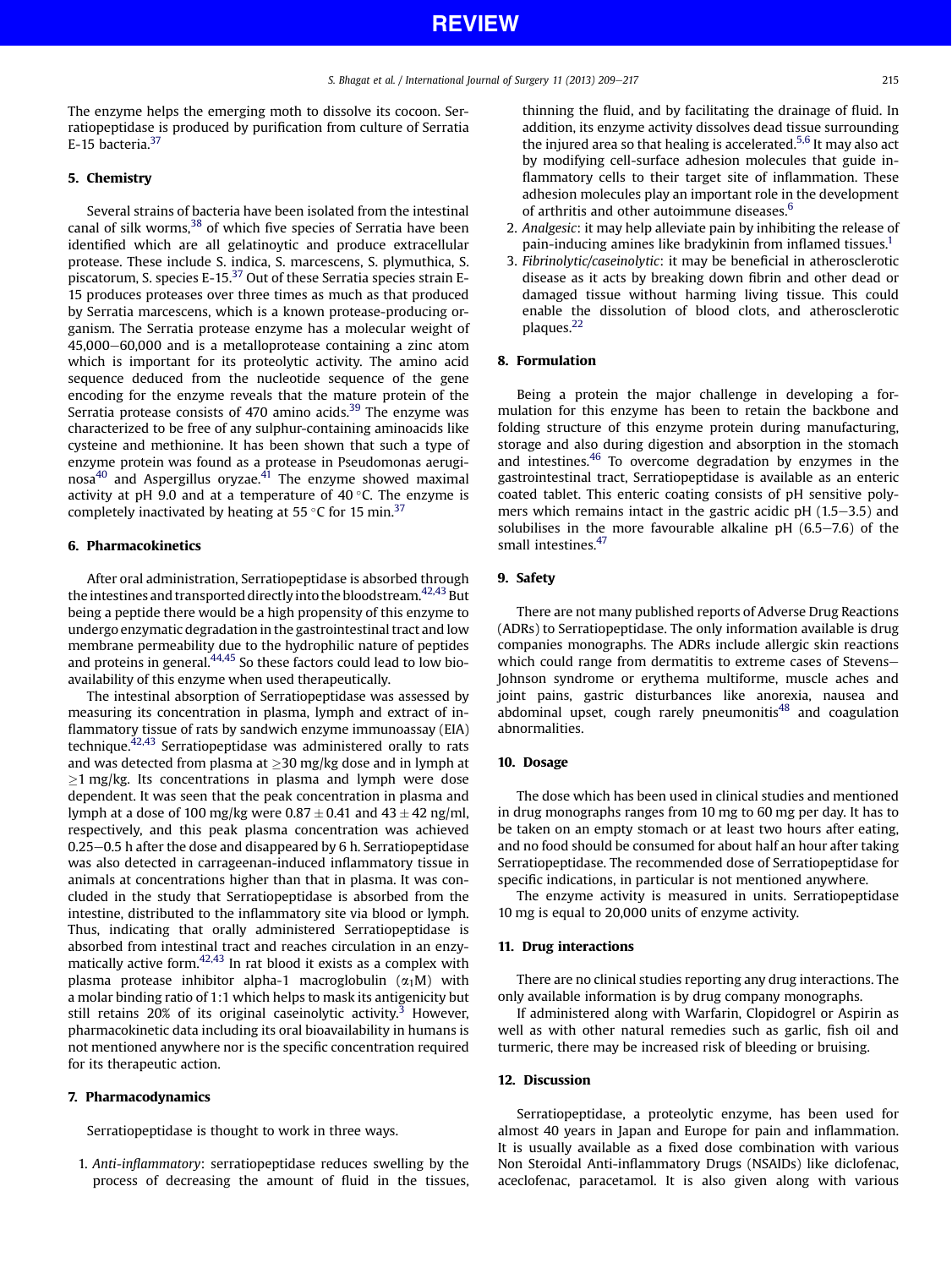The enzyme helps the emerging moth to dissolve its cocoon. Serratiopeptidase is produced by purification from culture of Serratia E-15 bacteria.[37]

## 5. Chemistry

Several strains of bacteria have been isolated from the intestinal canal of silk worms,[38] of which five species of Serratia have been identified which are all gelatinoytic and produce extracellular protease. These include S. indica, S. marcescens, S. plymuthica, S. piscatorum, S. species E-15.[37] Out of these Serratia species strain E-15 produces proteases over three times as much as that produced by Serratia marcescens, which is a known protease-producing organism. The Serratia protease enzyme has a molecular weight of 45,000–60,000 and is a metalloprotease containing a zinc atom which is important for its proteolytic activity. The amino acid sequence deduced from the nucleotide sequence of the gene encoding for the enzyme reveals that the mature protein of the Serratia protease consists of 470 amino acids.[39] The enzyme was characterized to be free of any sulphur-containing aminoacids like cysteine and methionine. It has been shown that such a type of enzyme protein was found as a protease in Pseudomonas aeruginosa[40] and Aspergillus oryzae.[41] The enzyme showed maximal activity at pH 9.0 and at a temperature of 40 °C. The enzyme is completely inactivated by heating at 55 °C for 15 min.[37]

## 6. Pharmacokinetics

After oral administration, Serratiopeptidase is absorbed through the intestines and transported directly into the bloodstream.[42,43] But being a peptide there would be a high propensity of this enzyme to undergo enzymatic degradation in the gastrointestinal tract and low membrane permeability due to the hydrophilic nature of peptides and proteins in general.[44,45] So these factors could lead to low bioavailability of this enzyme when used therapeutically.

The intestinal absorption of Serratiopeptidase was assessed by measuring its concentration in plasma, lymph and extract of inflammatory tissue of rats by sandwich enzyme immunoassay (EIA) technique.[42,43] Serratiopeptidase was administered orally to rats and was detected from plasma at $\geq$30 mg/kg dose and in lymph at $\geq$1 mg/kg. Its concentrations in plasma and lymph were dose dependent. It was seen that the peak concentration in plasma and lymph at a dose of 100 mg/kg were $0.87 \pm 0.41$ and $43 \pm 42$ ng/ml, respectively, and this peak plasma concentration was achieved 0.25–0.5 h after the dose and disappeared by 6 h. Serratiopeptidase was also detected in carrageenan-induced inflammatory tissue in animals at concentrations higher than that in plasma. It was concluded in the study that Serratiopeptidase is absorbed from the intestine, distributed to the inflammatory site via blood or lymph. Thus, indicating that orally administered Serratiopeptidase is absorbed from intestinal tract and reaches circulation in an enzymatically active form.[42,43] In rat blood it exists as a complex with plasma protease inhibitor alpha-1 macroglobulin ($\alpha_1$M) with a molar binding ratio of 1:1 which helps to mask its antigenicity but still retains 20% of its original caseinolytic activity.[3] However, pharmacokinetic data including its oral bioavailability in humans is not mentioned anywhere nor is the specific concentration required for its therapeutic action.

## 7. Pharmacodynamics

Serratiopeptidase is thought to work in three ways.

1. *Anti-inflammatory*: serratiopeptidase reduces swelling by the process of decreasing the amount of fluid in the tissues, thinning the fluid, and by facilitating the drainage of fluid. In addition, its enzyme activity dissolves dead tissue surrounding the injured area so that healing is accelerated.[5,6] It may also act by modifying cell-surface adhesion molecules that guide inflammatory cells to their target site of inflammation. These adhesion molecules play an important role in the development of arthritis and other autoimmune diseases.[6]
2. *Analgesic*: it may help alleviate pain by inhibiting the release of pain-inducing amines like bradykinin from inflamed tissues.[1]
3. *Fibrinolytic/caseinolytic*: it may be beneficial in atherosclerotic disease as it acts by breaking down fibrin and other dead or damaged tissue without harming living tissue. This could enable the dissolution of blood clots, and atherosclerotic plaques.[22]

## 8. Formulation

Being a protein the major challenge in developing a formulation for this enzyme has been to retain the backbone and folding structure of this enzyme protein during manufacturing, storage and also during digestion and absorption in the stomach and intestines.[46] To overcome degradation by enzymes in the gastrointestinal tract, Serratiopeptidase is available as an enteric coated tablet. This enteric coating consists of pH sensitive polymers which remains intact in the gastric acidic pH (1.5–3.5) and solubilises in the more favourable alkaline pH (6.5–7.6) of the small intestines.[47]

## 9. Safety

There are not many published reports of Adverse Drug Reactions (ADRs) to Serratiopeptidase. The only information available is drug companies monographs. The ADRs include allergic skin reactions which could range from dermatitis to extreme cases of Stevens–Johnson syndrome or erythema multiforme, muscle aches and joint pains, gastric disturbances like anorexia, nausea and abdominal upset, cough rarely pneumonitis[48] and coagulation abnormalities.

## 10. Dosage

The dose which has been used in clinical studies and mentioned in drug monographs ranges from 10 mg to 60 mg per day. It has to be taken on an empty stomach or at least two hours after eating, and no food should be consumed for about half an hour after taking Serratiopeptidase. The recommended dose of Serratiopeptidase for specific indications, in particular is not mentioned anywhere.

The enzyme activity is measured in units. Serratiopeptidase 10 mg is equal to 20,000 units of enzyme activity.

## 11. Drug interactions

There are no clinical studies reporting any drug interactions. The only available information is by drug company monographs.

If administered along with Warfarin, Clopidogrel or Aspirin as well as with other natural remedies such as garlic, fish oil and turmeric, there may be increased risk of bleeding or bruising.

## 12. Discussion

Serratiopeptidase, a proteolytic enzyme, has been used for almost 40 years in Japan and Europe for pain and inflammation. It is usually available as a fixed dose combination with various Non Steroidal Anti-inflammatory Drugs (NSAIDs) like diclofenac, aceclofenac, paracetamol. It is also given along with various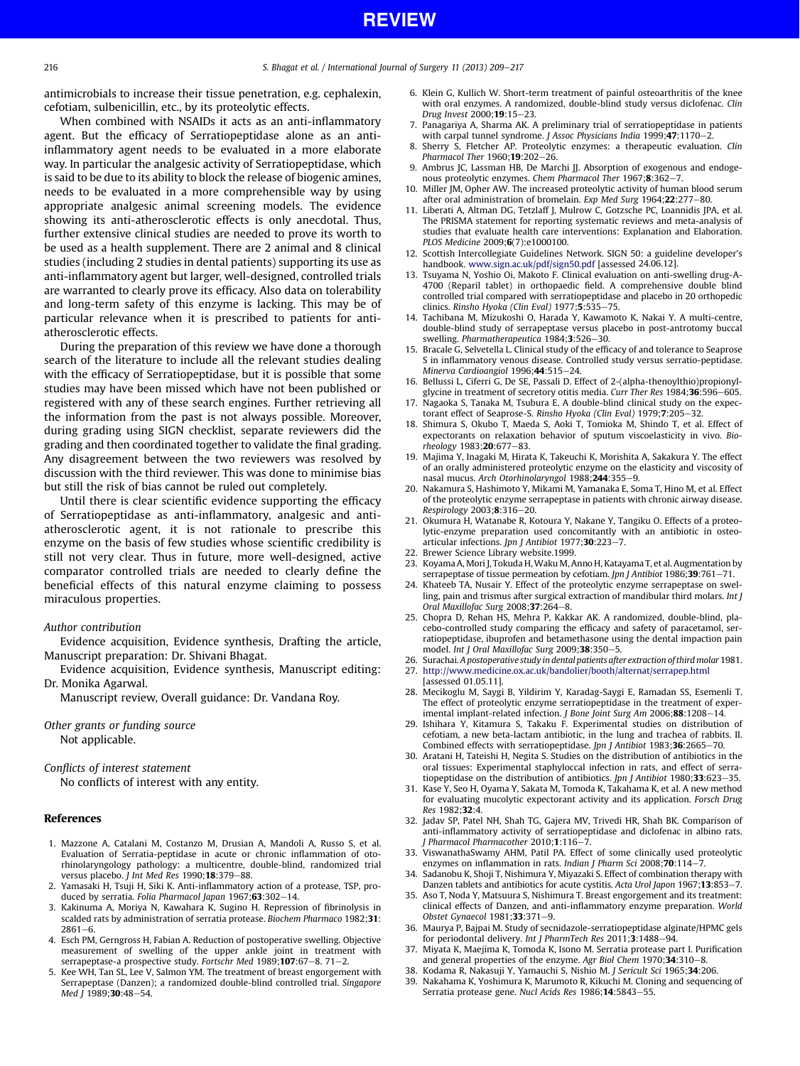antimicrobials to increase their tissue penetration, e.g. cephalexin, cefotiam, sulbenicillin, etc., by its proteolytic effects.

When combined with NSAIDs it acts as an anti-inflammatory agent. But the efficacy of Serratiopeptidase alone as an anti-inflammatory agent needs to be evaluated in a more elaborate way. In particular the analgesic activity of Serratiopeptidase, which is said to be due to its ability to block the release of biogenic amines, needs to be evaluated in a more comprehensible way by using appropriate analgesic animal screening models. The evidence showing its anti-atherosclerotic effects is only anecdotal. Thus, further extensive clinical studies are needed to prove its worth to be used as a health supplement. There are 2 animal and 8 clinical studies (including 2 studies in dental patients) supporting its use as anti-inflammatory agent but larger, well-designed, controlled trials are warranted to clearly prove its efficacy. Also data on tolerability and long-term safety of this enzyme is lacking. This may be of particular relevance when it is prescribed to patients for anti-atherosclerotic effects.

During the preparation of this review we have done a thorough search of the literature to include all the relevant studies dealing with the efficacy of Serratiopeptidase, but it is possible that some studies may have been missed which have not been published or registered with any of these search engines. Further retrieving all the information from the past is not always possible. Moreover, during grading using SIGN checklist, separate reviewers did the grading and then coordinated together to validate the final grading. Any disagreement between the two reviewers was resolved by discussion with the third reviewer. This was done to minimise bias but still the risk of bias cannot be ruled out completely.

Until there is clear scientific evidence supporting the efficacy of Serratiopeptidase as anti-inflammatory, analgesic and anti-atherosclerotic agent, it is not rationale to prescribe this enzyme on the basis of few studies whose scientific credibility is still not very clear. Thus in future, more well-designed, active comparator controlled trials are needed to clearly define the beneficial effects of this natural enzyme claiming to possess miraculous properties.

*Author contribution*

Evidence acquisition, Evidence synthesis, Drafting the article, Manuscript preparation: Dr. Shivani Bhagat.

Evidence acquisition, Evidence synthesis, Manuscript editing: Dr. Monika Agarwal.

Manuscript review, Overall guidance: Dr. Vandana Roy.

*Other grants or funding source*

Not applicable.

*Conflicts of interest statement*

No conflicts of interest with any entity.

## References

1. Mazzone A, Catalani M, Costanzo M, Drusian A, Mandoli A, Russo S, et al. Evaluation of Serratia-peptidase in acute or chronic inflammation of otorhinolaryngology pathology: a multicentre, double-blind, randomized trial versus placebo. *J Int Med Res* 1990;**18**:379–88.
2. Yamasaki H, Tsuji H, Siki K. Anti-inflammatory action of a protease, TSP, produced by serratia. *Folia Pharmacol Japan* 1967;**63**:302–14.
3. Kakinuma A, Moriya N, Kawahara K, Sugino H. Repression of fibrinolysis in scalded rats by administration of serratia protease. *Biochem Pharmaco* 1982;**31**:2861–6.
4. Esch PM, Gerngross H, Fabian A. Reduction of postoperative swelling. Objective measurement of swelling of the upper ankle joint in treatment with serrapeptase-a prospective study. *Fortschr Med* 1989;**107**:67–8. 71–2.
5. Kee WH, Tan SL, Lee V, Salmon YM. The treatment of breast engorgement with Serrapeptase (Danzen); a randomized double-blind controlled trial. *Singapore Med J* 1989;**30**:48–54.
6. Klein G, Kullich W. Short-term treatment of painful osteoarthritis of the knee with oral enzymes. A randomized, double-blind study versus diclofenac. *Clin Drug Invest* 2000;**19**:15–23.
7. Panagariya A, Sharma AK. A preliminary trial of serratiopeptidase in patients with carpal tunnel syndrome. *J Assoc Physicians India* 1999;**47**:1170–2.
8. Sherry S, Fletcher AP. Proteolytic enzymes: a therapeutic evaluation. *Clin Pharmacol Ther* 1960;**19**:202–26.
9. Ambrus JC, Lassman HB, De Marchi JJ. Absorption of exogenous and endogenous proteolytic enzymes. *Chem Pharmacol Ther* 1967;**8**:362–7.
10. Miller JM, Opher AW. The increased proteolytic activity of human blood serum after oral administration of bromelain. *Exp Med Surg* 1964;**22**:277–80.
11. Liberati A, Altman DG, Tetzlaff J, Mulrow C, Gotzsche PC, Loannidis JPA, et al. The PRISMA statement for reporting systematic reviews and meta-analysis of studies that evaluate health care interventions: Explanation and Elaboration. *PLOS Medicine* 2009;**6**(7):e1000100.
12. Scottish Intercollegiate Guidelines Network. SIGN 50: a guideline developer's handbook. www.sign.ac.uk/pdf/sign50.pdf [assessed 24.06.12].
13. Tsuyama N, Yoshio Oi, Makoto F. Clinical evaluation on anti-swelling drug-A-4700 (Reparil tablet) in orthopaedic field. A comprehensive double blind controlled trial compared with serratiopeptidase and placebo in 20 orthopedic clinics. *Rinsho Hyoka (Clin Eval)* 1977;**5**:535–75.
14. Tachibana M, Mizukoshi O, Harada Y, Kawamoto K, Nakai Y. A multi-centre, double-blind study of serrapeptase versus placebo in post-antrotomy buccal swelling. *Pharmatherapeutica* 1984;**3**:526–30.
15. Bracale G, Selvetella L. Clinical study of the efficacy of and tolerance to Seaprose S in inflammatory venous disease. Controlled study versus serratio-peptidase. *Minerva Cardioangiol* 1996;**44**:515–24.
16. Bellussi L, Ciferri G, De SE, Passali D. Effect of 2-(alpha-thenoylthio)propionylglycine in treatment of secretory otitis media. *Curr Ther Res* 1984;**36**:596–605.
17. Nagaoka S, Tanaka M, Tsubura E. A double-blind clinical study on the expectorant effect of Seaprose-S. *Rinsho Hyoka (Clin Eval)* 1979;**7**:205–32.
18. Shimura S, Okubo T, Maeda S, Aoki T, Tomioka M, Shindo T, et al. Effect of expectorants on relaxation behavior of sputum viscoelasticity in vivo. *Biorheology* 1983;**20**:677–83.
19. Majima Y, Inagaki M, Hirata K, Takeuchi K, Morishita A, Sakakura Y. The effect of an orally administered proteolytic enzyme on the elasticity and viscosity of nasal mucus. *Arch Otorhinolaryngol* 1988;**244**:355–9.
20. Nakamura S, Hashimoto Y, Mikami M, Yamanaka E, Soma T, Hino M, et al. Effect of the proteolytic enzyme serrapeptase in patients with chronic airway disease. *Respirology* 2003;**8**:316–20.
21. Okumura H, Watanabe R, Kotoura Y, Nakane Y, Tangiku O. Effects of a proteolytic-enzyme preparation used concomitantly with an antibiotic in osteo-articular infections. *Jpn J Antibiot* 1977;**30**:223–7.
22. Brewer Science Library website.1999.
23. Koyama A, Mori J, Tokuda H, Waku M, Anno H, Katayama T, et al. Augmentation by serrapeptase of tissue permeation by cefotiam. *Jpn J Antibiot* 1986;**39**:761–71.
24. Khateeb TA, Nusair Y. Effect of the proteolytic enzyme serrapeptase on swelling, pain and trismus after surgical extraction of mandibular third molars. *Int J Oral Maxillofac Surg* 2008;**37**:264–8.
25. Chopra D, Rehan HS, Mehra P, Kakkar AK. A randomized, double-blind, placebo-controlled study comparing the efficacy and safety of paracetamol, serratiopeptidase, ibuprofen and betamethasone using the dental impaction pain model. *Int J Oral Maxillofac Surg* 2009;**38**:350–5.
26. Surachai. *A postoperative study in dental patients after extraction of third molar* 1981.
27. http://www.medicine.ox.ac.uk/bandolier/booth/alternat/serrapep.html [assessed 01.05.11].
28. Mecikoglu M, Saygi B, Yildirim Y, Karadag-Saygi E, Ramadan SS, Esemenli T. The effect of proteolytic enzyme serratiopeptidase in the treatment of experimental implant-related infection. *J Bone Joint Surg Am* 2006;**88**:1208–14.
29. Ishihara Y, Kitamura S, Takaku F. Experimental studies on distribution of cefotiam, a new beta-lactam antibiotic, in the lung and trachea of rabbits. II. Combined effects with serratiopeptidase. *Jpn J Antibiot* 1983;**36**:2665–70.
30. Aratani H, Tateishi H, Negita S. Studies on the distribution of antibiotics in the oral tissues: Experimental staphyloccal infection in rats, and effect of serratiopeptidase on the distribution of antibiotics. *Jpn J Antibiot* 1980;**33**:623–35.
31. Kase Y, Seo H, Oyama Y, Sakata M, Tomoda K, Takahama K, et al. A new method for evaluating mucolytic expectorant activity and its application. *Forsch Drug Res* 1982;**32**:4.
32. Jadav SP, Patel NH, Shah TG, Gajera MV, Trivedi HR, Shah BK. Comparison of anti-inflammatory activity of serratiopeptidase and diclofenac in albino rats. *J Pharmacol Pharmacother* 2010;**1**:116–7.
33. ViswanathaSwamy AHM, Patil PA. Effect of some clinically used proteolytic enzymes on inflammation in rats. *Indian J Pharm Sci* 2008;**70**:114–7.
34. Sadanobu K, Shoji T, Nishimura Y, Miyazaki S. Effect of combination therapy with Danzen tablets and antibiotics for acute cystitis. *Acta Urol Japon* 1967;**13**:853–7.
35. Aso T, Noda Y, Matsuura S, Nishimura T. Breast engorgement and its treatment: clinical effects of Danzen, and anti-inflammatory enzyme preparation. *World Obstet Gynaecol* 1981;**33**:371–9.
36. Maurya P, Bajpai M. Study of secnidazole-serratiopeptidase alginate/HPMC gels for periodontal delivery. *Int J PharmTech Res* 2011;**3**:1488–94.
37. Miyata K, Maejima K, Tomoda K, Isono M. Serratia protease part I. Purification and general properties of the enzyme. *Agr Biol Chem* 1970;**34**:310–8.
38. Kodama R, Nakasuji Y, Yamauchi S, Nishio M. *J Sericult Sci* 1965;**34**:206.
39. Nakahama K, Yoshimura K, Marumoto R, Kikuchi M. Cloning and sequencing of Serratia protease gene. *Nucl Acids Res* 1986;**14**:5843–55.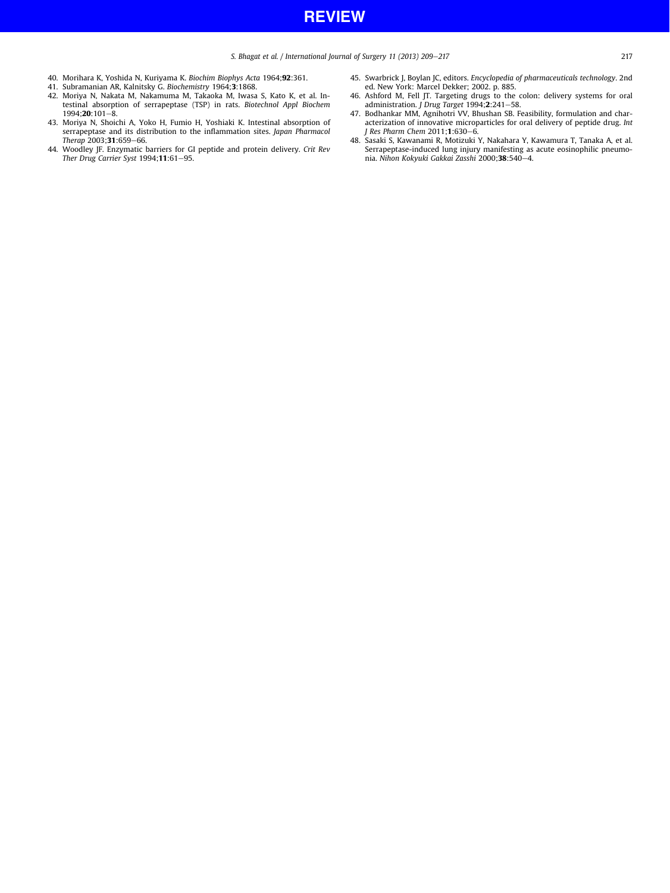40. Morihara K, Yoshida N, Kuriyama K. *Biochim Biophys Acta* 1964;**92**:361.
41. Subramanian AR, Kalnitsky G. *Biochemistry* 1964;**3**:1868.
42. Moriya N, Nakata M, Nakamuma M, Takaoka M, Iwasa S, Kato K, et al. Intestinal absorption of serrapeptase (TSP) in rats. *Biotechnol Appl Biochem* 1994;**20**:101–8.
43. Moriya N, Shoichi A, Yoko H, Fumio H, Yoshiaki K. Intestinal absorption of serrapeptase and its distribution to the inflammation sites. *Japan Pharmacol Therap* 2003;**31**:659–66.
44. Woodley JF. Enzymatic barriers for GI peptide and protein delivery. *Crit Rev Ther Drug Carrier Syst* 1994;**11**:61–95.
45. Swarbrick J, Boylan JC, editors. *Encyclopedia of pharmaceuticals technology*. 2nd ed. New York: Marcel Dekker; 2002. p. 885.
46. Ashford M, Fell JT. Targeting drugs to the colon: delivery systems for oral administration. *J Drug Target* 1994;**2**:241–58.
47. Bodhankar MM, Agnihotri VV, Bhushan SB. Feasibility, formulation and characterization of innovative microparticles for oral delivery of peptide drug. *Int J Res Pharm Chem* 2011;**1**:630–6.
48. Sasaki S, Kawanami R, Motizuki Y, Nakahara Y, Kawamura T, Tanaka A, et al. Serrapetase-induced lung injury manifesting as acute eosinophilic pneumonia. *Nihon Kokyuki Gakkai Zasshi* 2000;**38**:540–4.